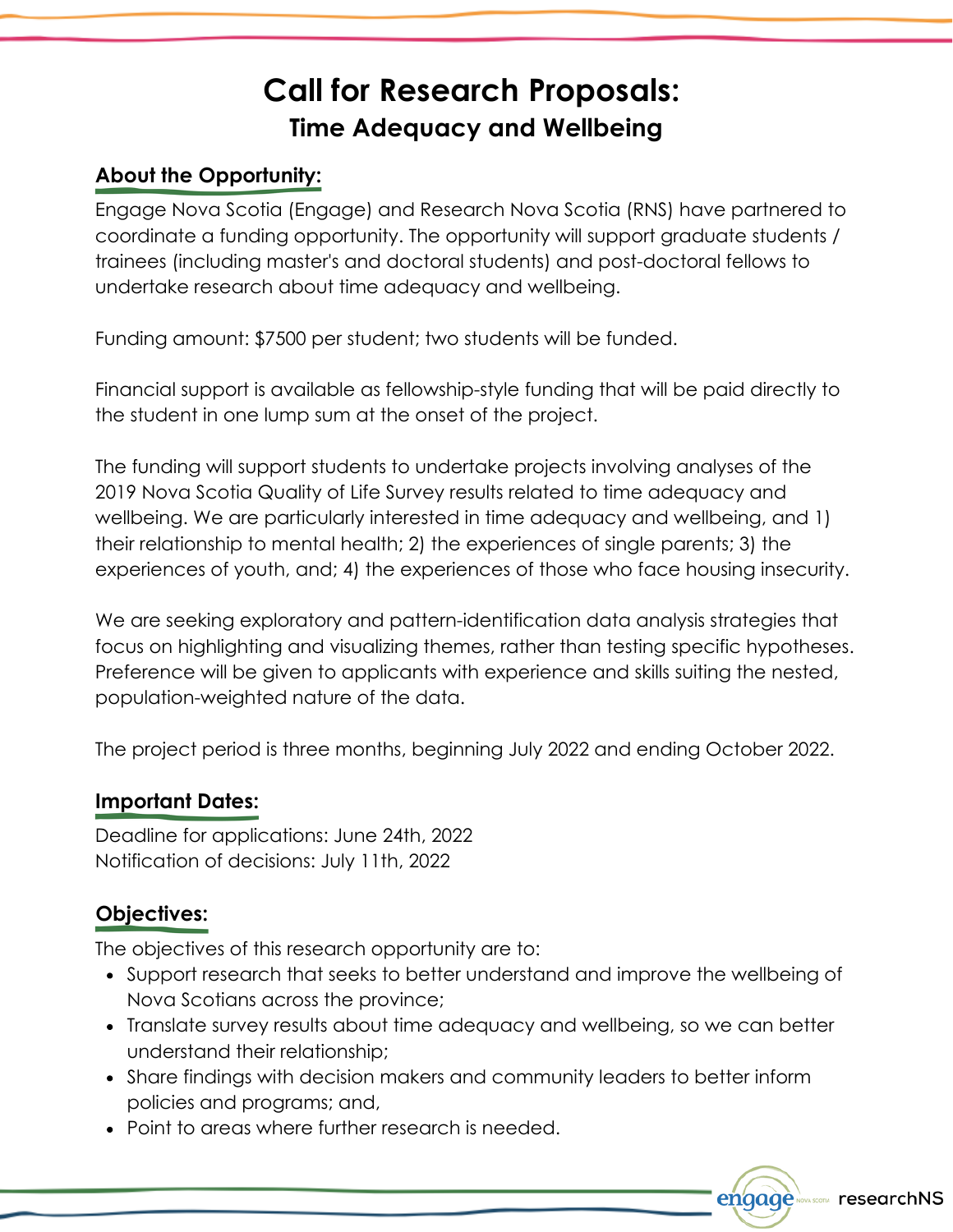# Call for Research Proposals:
## Time Adequacy and Wellbeing

### About the Opportunity:

Engage Nova Scotia (Engage) and Research Nova Scotia (RNS) have partnered to coordinate a funding opportunity. The opportunity will support graduate students / trainees (including master's and doctoral students) and post-doctoral fellows to undertake research about time adequacy and wellbeing.

Funding amount: $7500 per student; two students will be funded.

Financial support is available as fellowship-style funding that will be paid directly to the student in one lump sum at the onset of the project.

The funding will support students to undertake projects involving analyses of the 2019 Nova Scotia Quality of Life Survey results related to time adequacy and wellbeing. We are particularly interested in time adequacy and wellbeing, and 1) their relationship to mental health; 2) the experiences of single parents; 3) the experiences of youth, and; 4) the experiences of those who face housing insecurity.

We are seeking exploratory and pattern-identification data analysis strategies that focus on highlighting and visualizing themes, rather than testing specific hypotheses. Preference will be given to applicants with experience and skills suiting the nested, population-weighted nature of the data.

The project period is three months, beginning July 2022 and ending October 2022.

### Important Dates:

Deadline for applications: June 24th, 2022
Notification of decisions: July 11th, 2022

### Objectives:

The objectives of this research opportunity are to:

- Support research that seeks to better understand and improve the wellbeing of Nova Scotians across the province;
- Translate survey results about time adequacy and wellbeing, so we can better understand their relationship;
- Share findings with decision makers and community leaders to better inform policies and programs; and,
- Point to areas where further research is needed.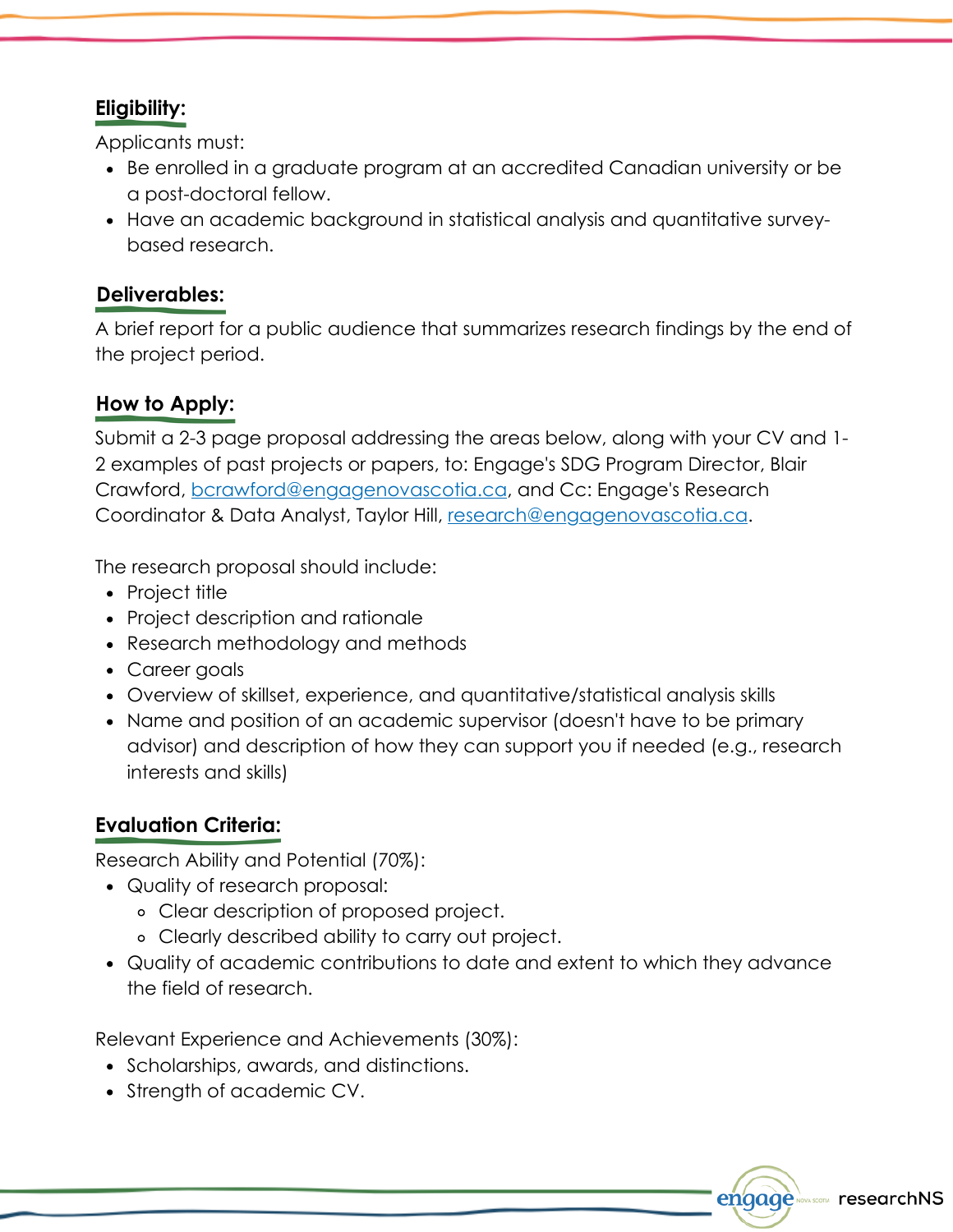## Eligibility:

Applicants must:

- Be enrolled in a graduate program at an accredited Canadian university or be a post-doctoral fellow.
- Have an academic background in statistical analysis and quantitative survey-based research.

## Deliverables:

A brief report for a public audience that summarizes research findings by the end of the project period.

## How to Apply:

Submit a 2-3 page proposal addressing the areas below, along with your CV and 1-2 examples of past projects or papers, to: Engage's SDG Program Director, Blair Crawford, [bcrawford@engagenovascotia.ca](mailto:bcrawford@engagenovascotia.ca), and Cc: Engage's Research Coordinator & Data Analyst, Taylor Hill, [research@engagenovascotia.ca](mailto:research@engagenovascotia.ca).

The research proposal should include:

- Project title
- Project description and rationale
- Research methodology and methods
- Career goals
- Overview of skillset, experience, and quantitative/statistical analysis skills
- Name and position of an academic supervisor (doesn't have to be primary advisor) and description of how they can support you if needed (e.g., research interests and skills)

## Evaluation Criteria:

Research Ability and Potential (70%):

- Quality of research proposal:
  - Clear description of proposed project.
  - Clearly described ability to carry out project.
- Quality of academic contributions to date and extent to which they advance the field of research.

Relevant Experience and Achievements (30%):

- Scholarships, awards, and distinctions.
- Strength of academic CV.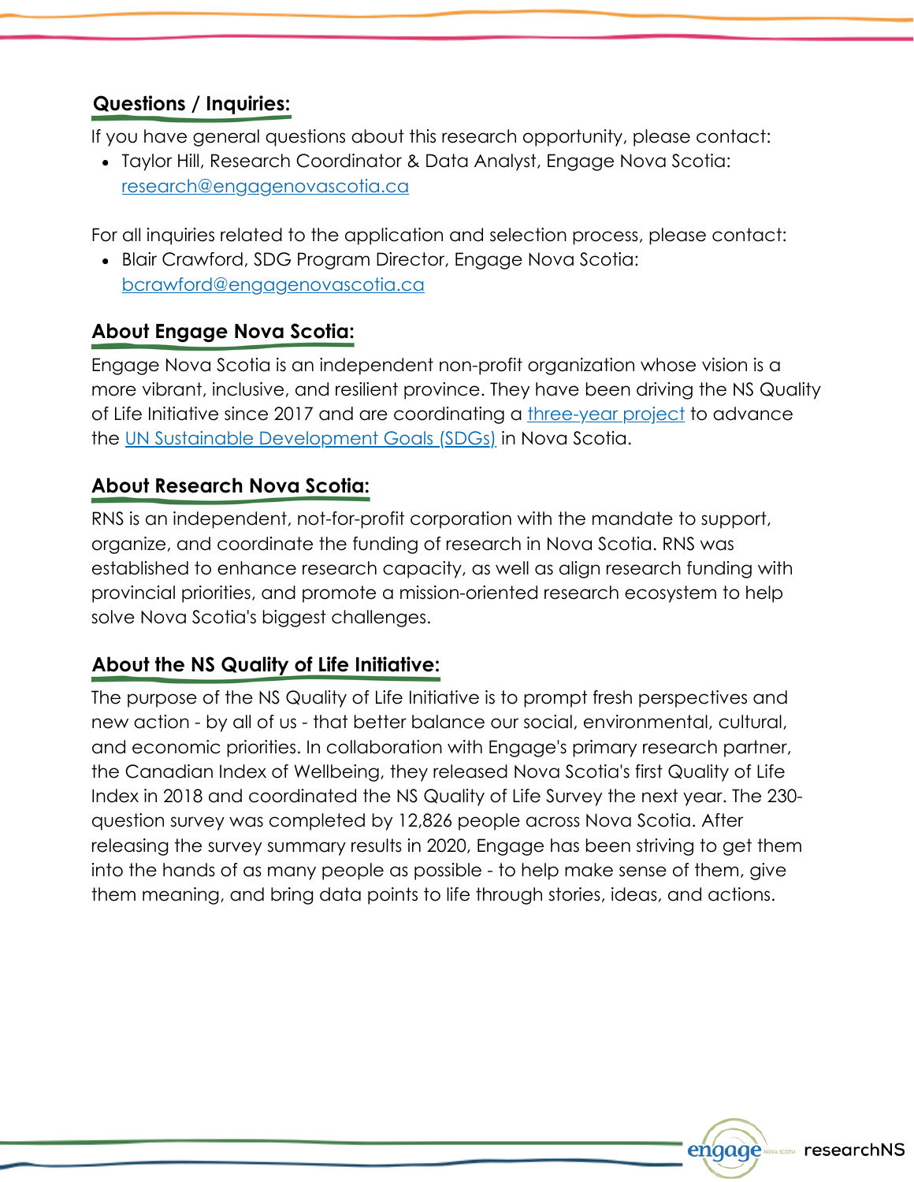## Questions / Inquiries:

If you have general questions about this research opportunity, please contact:

- Taylor Hill, Research Coordinator & Data Analyst, Engage Nova Scotia: research@engagenovascotia.ca

For all inquiries related to the application and selection process, please contact:

- Blair Crawford, SDG Program Director, Engage Nova Scotia: bcrawford@engagenovascotia.ca

## About Engage Nova Scotia:

Engage Nova Scotia is an independent non-profit organization whose vision is a more vibrant, inclusive, and resilient province. They have been driving the NS Quality of Life Initiative since 2017 and are coordinating a three-year project to advance the UN Sustainable Development Goals (SDGs) in Nova Scotia.

## About Research Nova Scotia:

RNS is an independent, not-for-profit corporation with the mandate to support, organize, and coordinate the funding of research in Nova Scotia. RNS was established to enhance research capacity, as well as align research funding with provincial priorities, and promote a mission-oriented research ecosystem to help solve Nova Scotia's biggest challenges.

## About the NS Quality of Life Initiative:

The purpose of the NS Quality of Life Initiative is to prompt fresh perspectives and new action - by all of us - that better balance our social, environmental, cultural, and economic priorities. In collaboration with Engage's primary research partner, the Canadian Index of Wellbeing, they released Nova Scotia's first Quality of Life Index in 2018 and coordinated the NS Quality of Life Survey the next year. The 230-question survey was completed by 12,826 people across Nova Scotia. After releasing the survey summary results in 2020, Engage has been striving to get them into the hands of as many people as possible - to help make sense of them, give them meaning, and bring data points to life through stories, ideas, and actions.